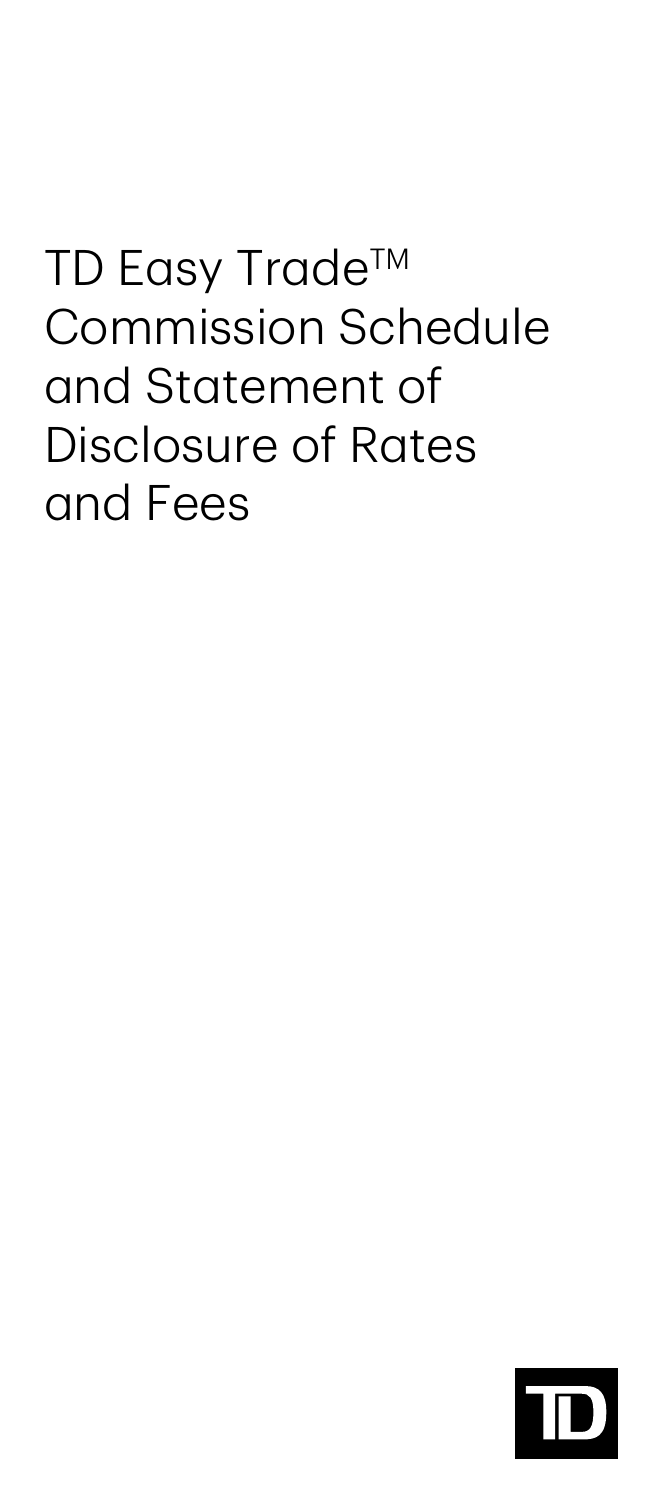# TD Easy Trade™ Commission Schedule and Statement of Disclosure of Rates and Fees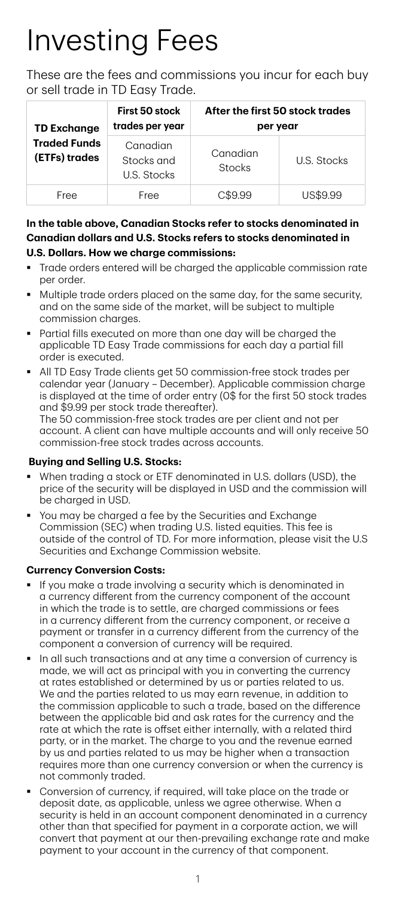# Investing Fees

These are the fees and commissions you incur for each buy or sell trade in TD Easy Trade.

| TD Exchange Traded Funds (ETFs) trades | First 50 stock trades per year | After the first 50 stock trades per year | |
|---|---|---|---|
| | Canadian Stocks and U.S. Stocks | Canadian Stocks | U.S. Stocks |
| Free | Free | C$9.99 | US$9.99 |

**In the table above, Canadian Stocks refer to stocks denominated in Canadian dollars and U.S. Stocks refers to stocks denominated in U.S. Dollars. How we charge commissions:**

- Trade orders entered will be charged the applicable commission rate per order.
- Multiple trade orders placed on the same day, for the same security, and on the same side of the market, will be subject to multiple commission charges.
- Partial fills executed on more than one day will be charged the applicable TD Easy Trade commissions for each day a partial fill order is executed.
- All TD Easy Trade clients get 50 commission-free stock trades per calendar year (January – December). Applicable commission charge is displayed at the time of order entry (0$ for the first 50 stock trades and $9.99 per stock trade thereafter).
  The 50 commission-free stock trades are per client and not per account. A client can have multiple accounts and will only receive 50 commission-free stock trades across accounts.

**Buying and Selling U.S. Stocks:**

- When trading a stock or ETF denominated in U.S. dollars (USD), the price of the security will be displayed in USD and the commission will be charged in USD.
- You may be charged a fee by the Securities and Exchange Commission (SEC) when trading U.S. listed equities. This fee is outside of the control of TD. For more information, please visit the U.S Securities and Exchange Commission website.

**Currency Conversion Costs:**

- If you make a trade involving a security which is denominated in a currency different from the currency component of the account in which the trade is to settle, are charged commissions or fees in a currency different from the currency component, or receive a payment or transfer in a currency different from the currency of the component a conversion of currency will be required.
- In all such transactions and at any time a conversion of currency is made, we will act as principal with you in converting the currency at rates established or determined by us or parties related to us. We and the parties related to us may earn revenue, in addition to the commission applicable to such a trade, based on the difference between the applicable bid and ask rates for the currency and the rate at which the rate is offset either internally, with a related third party, or in the market. The charge to you and the revenue earned by us and parties related to us may be higher when a transaction requires more than one currency conversion or when the currency is not commonly traded.
- Conversion of currency, if required, will take place on the trade or deposit date, as applicable, unless we agree otherwise. When a security is held in an account component denominated in a currency other than that specified for payment in a corporate action, we will convert that payment at our then-prevailing exchange rate and make payment to your account in the currency of that component.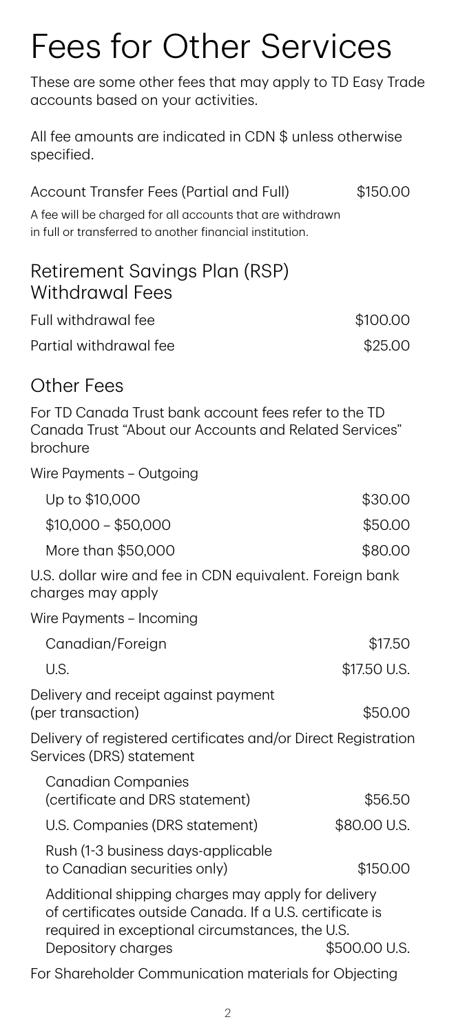# Fees for Other Services

These are some other fees that may apply to TD Easy Trade accounts based on your activities.

All fee amounts are indicated in CDN $ unless otherwise specified.

| | |
|---|---|
| Account Transfer Fees (Partial and Full) | $150.00 |

A fee will be charged for all accounts that are withdrawn in full or transferred to another financial institution.

## Retirement Savings Plan (RSP) Withdrawal Fees

| | |
|---|---|
| Full withdrawal fee | $100.00 |
| Partial withdrawal fee | $25.00 |

## Other Fees

For TD Canada Trust bank account fees refer to the TD Canada Trust "About our Accounts and Related Services" brochure

Wire Payments – Outgoing

| | |
|---|---|
| Up to $10,000 | $30.00 |
| $10,000 – $50,000 | $50.00 |
| More than $50,000 | $80.00 |

U.S. dollar wire and fee in CDN equivalent. Foreign bank charges may apply

Wire Payments – Incoming

| | |
|---|---|
| Canadian/Foreign | $17.50 |
| U.S. | $17.50 U.S. |

| | |
|---|---|
| Delivery and receipt against payment (per transaction) | $50.00 |

Delivery of registered certificates and/or Direct Registration Services (DRS) statement

| | |
|---|---|
| Canadian Companies (certificate and DRS statement) | $56.50 |
| U.S. Companies (DRS statement) | $80.00 U.S. |
| Rush (1-3 business days-applicable to Canadian securities only) | $150.00 |

Additional shipping charges may apply for delivery of certificates outside Canada. If a U.S. certificate is required in exceptional circumstances, the U.S. Depository charges $500.00 U.S.

For Shareholder Communication materials for Objecting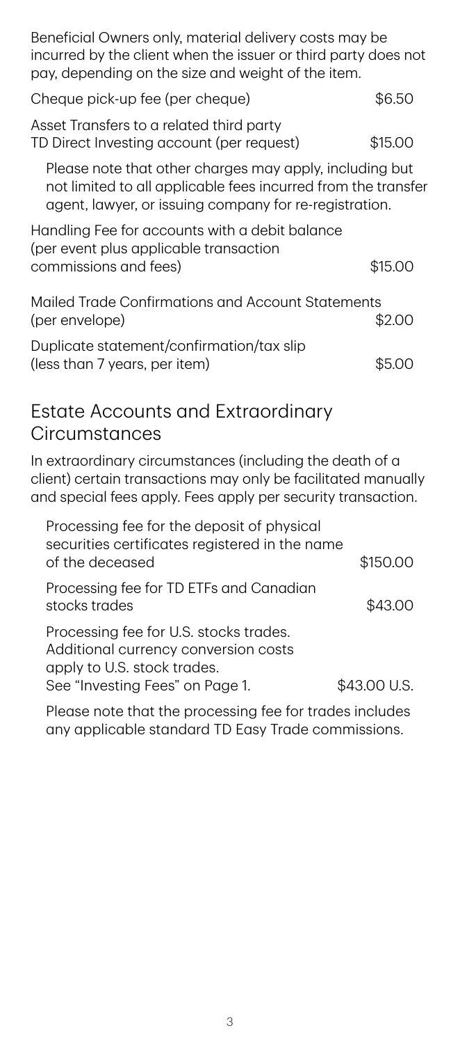Beneficial Owners only, material delivery costs may be incurred by the client when the issuer or third party does not pay, depending on the size and weight of the item.

| | |
|---|---|
| Cheque pick-up fee (per cheque) | $6.50 |
| Asset Transfers to a related third party TD Direct Investing account (per request) | $15.00 |

Please note that other charges may apply, including but not limited to all applicable fees incurred from the transfer agent, lawyer, or issuing company for re-registration.

| | |
|---|---|
| Handling Fee for accounts with a debit balance (per event plus applicable transaction commissions and fees) | $15.00 |
| Mailed Trade Confirmations and Account Statements (per envelope) | $2.00 |
| Duplicate statement/confirmation/tax slip (less than 7 years, per item) | $5.00 |

## Estate Accounts and Extraordinary Circumstances

In extraordinary circumstances (including the death of a client) certain transactions may only be facilitated manually and special fees apply. Fees apply per security transaction.

| | |
|---|---|
| Processing fee for the deposit of physical securities certificates registered in the name of the deceased | $150.00 |
| Processing fee for TD ETFs and Canadian stocks trades | $43.00 |
| Processing fee for U.S. stocks trades. Additional currency conversion costs apply to U.S. stock trades. See "Investing Fees" on Page 1. | $43.00 U.S. |

Please note that the processing fee for trades includes any applicable standard TD Easy Trade commissions.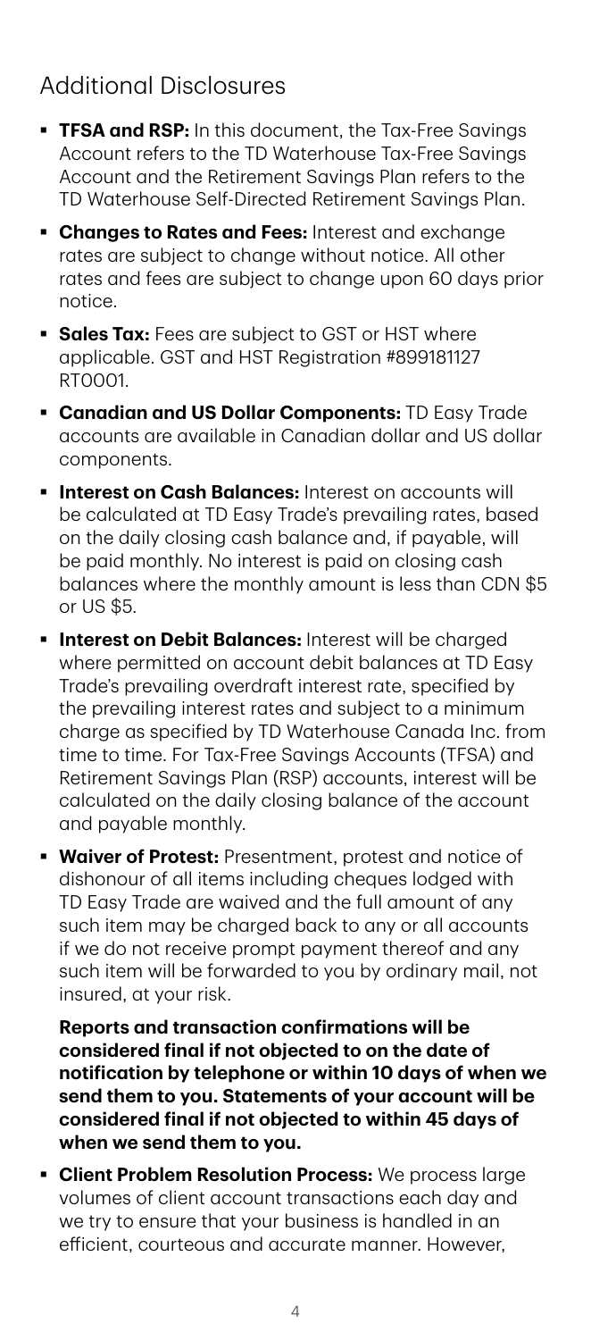## Additional Disclosures

- **TFSA and RSP:** In this document, the Tax-Free Savings Account refers to the TD Waterhouse Tax-Free Savings Account and the Retirement Savings Plan refers to the TD Waterhouse Self-Directed Retirement Savings Plan.
- **Changes to Rates and Fees:** Interest and exchange rates are subject to change without notice. All other rates and fees are subject to change upon 60 days prior notice.
- **Sales Tax:** Fees are subject to GST or HST where applicable. GST and HST Registration #899181127 RT0001.
- **Canadian and US Dollar Components:** TD Easy Trade accounts are available in Canadian dollar and US dollar components.
- **Interest on Cash Balances:** Interest on accounts will be calculated at TD Easy Trade's prevailing rates, based on the daily closing cash balance and, if payable, will be paid monthly. No interest is paid on closing cash balances where the monthly amount is less than CDN $5 or US $5.
- **Interest on Debit Balances:** Interest will be charged where permitted on account debit balances at TD Easy Trade's prevailing overdraft interest rate, specified by the prevailing interest rates and subject to a minimum charge as specified by TD Waterhouse Canada Inc. from time to time. For Tax-Free Savings Accounts (TFSA) and Retirement Savings Plan (RSP) accounts, interest will be calculated on the daily closing balance of the account and payable monthly.
- **Waiver of Protest:** Presentment, protest and notice of dishonour of all items including cheques lodged with TD Easy Trade are waived and the full amount of any such item may be charged back to any or all accounts if we do not receive prompt payment thereof and any such item will be forwarded to you by ordinary mail, not insured, at your risk.

  **Reports and transaction confirmations will be considered final if not objected to on the date of notification by telephone or within 10 days of when we send them to you. Statements of your account will be considered final if not objected to within 45 days of when we send them to you.**
- **Client Problem Resolution Process:** We process large volumes of client account transactions each day and we try to ensure that your business is handled in an efficient, courteous and accurate manner. However,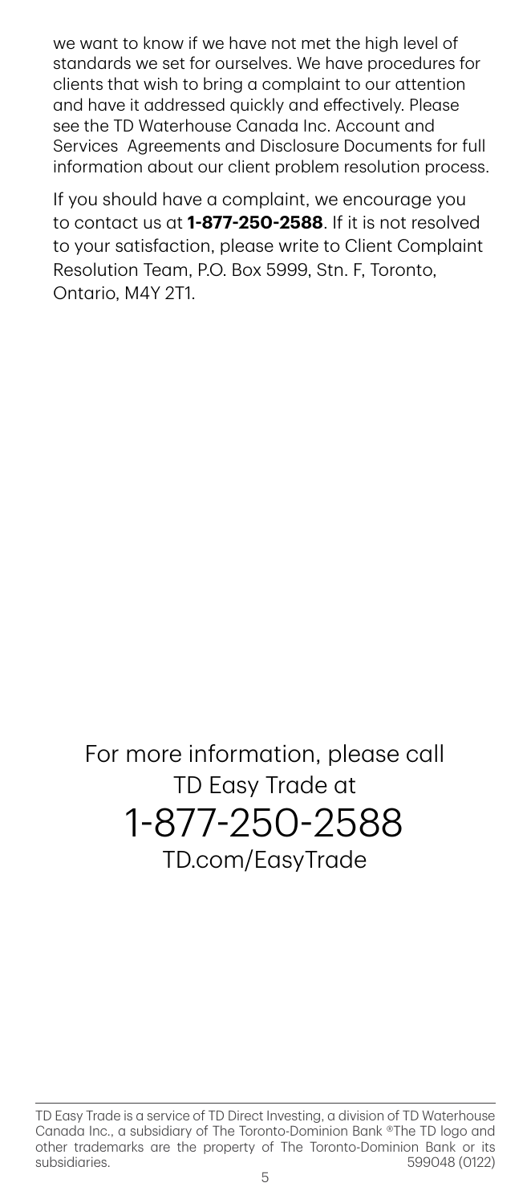we want to know if we have not met the high level of standards we set for ourselves. We have procedures for clients that wish to bring a complaint to our attention and have it addressed quickly and effectively. Please see the TD Waterhouse Canada Inc. Account and Services Agreements and Disclosure Documents for full information about our client problem resolution process.

If you should have a complaint, we encourage you to contact us at **1-877-250-2588**. If it is not resolved to your satisfaction, please write to Client Complaint Resolution Team, P.O. Box 5999, Stn. F, Toronto, Ontario, M4Y 2T1.

For more information, please call
TD Easy Trade at
1-877-250-2588
TD.com/EasyTrade

TD Easy Trade is a service of TD Direct Investing, a division of TD Waterhouse Canada Inc., a subsidiary of The Toronto-Dominion Bank ®The TD logo and other trademarks are the property of The Toronto-Dominion Bank or its subsidiaries. 599048 (0122)